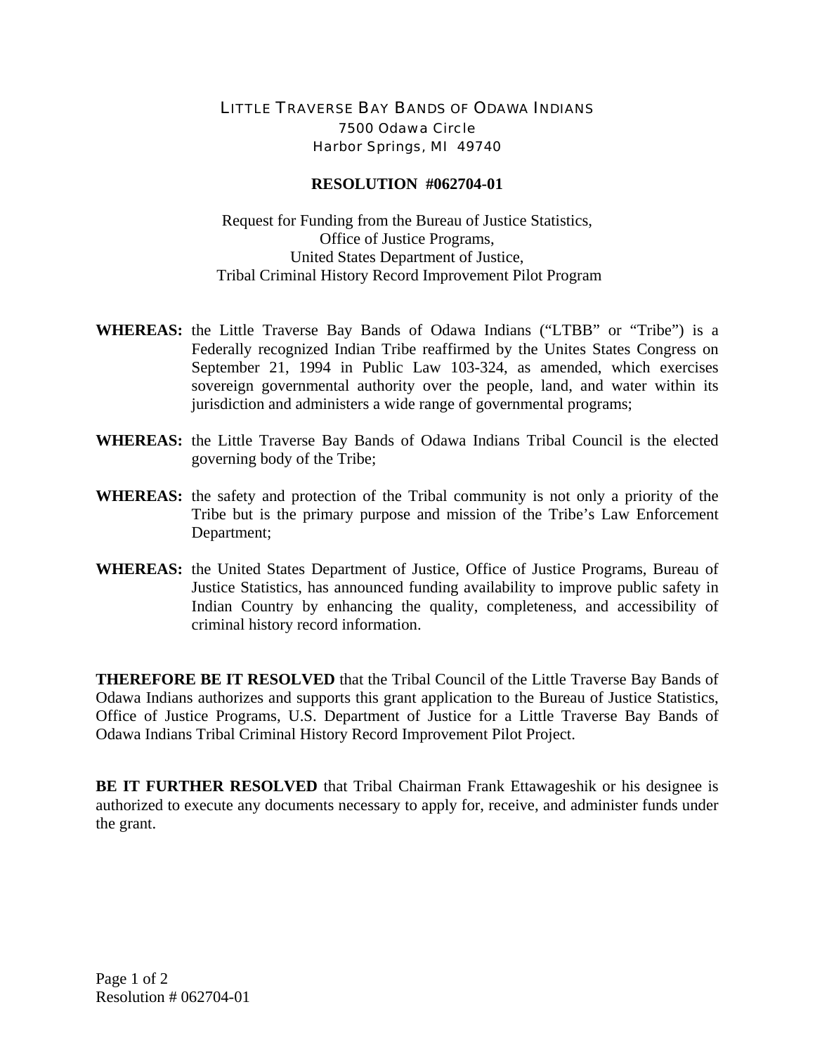LITTLE TRAVERSE BAY BANDS OF ODAWA INDIANS
7500 Odawa Circle
Harbor Springs, MI 49740

**RESOLUTION #062704-01**

Request for Funding from the Bureau of Justice Statistics,
Office of Justice Programs,
United States Department of Justice,
Tribal Criminal History Record Improvement Pilot Program

**WHEREAS:** the Little Traverse Bay Bands of Odawa Indians ("LTBB" or "Tribe") is a Federally recognized Indian Tribe reaffirmed by the Unites States Congress on September 21, 1994 in Public Law 103-324, as amended, which exercises sovereign governmental authority over the people, land, and water within its jurisdiction and administers a wide range of governmental programs;

**WHEREAS:** the Little Traverse Bay Bands of Odawa Indians Tribal Council is the elected governing body of the Tribe;

**WHEREAS:** the safety and protection of the Tribal community is not only a priority of the Tribe but is the primary purpose and mission of the Tribe's Law Enforcement Department;

**WHEREAS:** the United States Department of Justice, Office of Justice Programs, Bureau of Justice Statistics, has announced funding availability to improve public safety in Indian Country by enhancing the quality, completeness, and accessibility of criminal history record information.

**THEREFORE BE IT RESOLVED** that the Tribal Council of the Little Traverse Bay Bands of Odawa Indians authorizes and supports this grant application to the Bureau of Justice Statistics, Office of Justice Programs, U.S. Department of Justice for a Little Traverse Bay Bands of Odawa Indians Tribal Criminal History Record Improvement Pilot Project.

**BE IT FURTHER RESOLVED** that Tribal Chairman Frank Ettawageshik or his designee is authorized to execute any documents necessary to apply for, receive, and administer funds under the grant.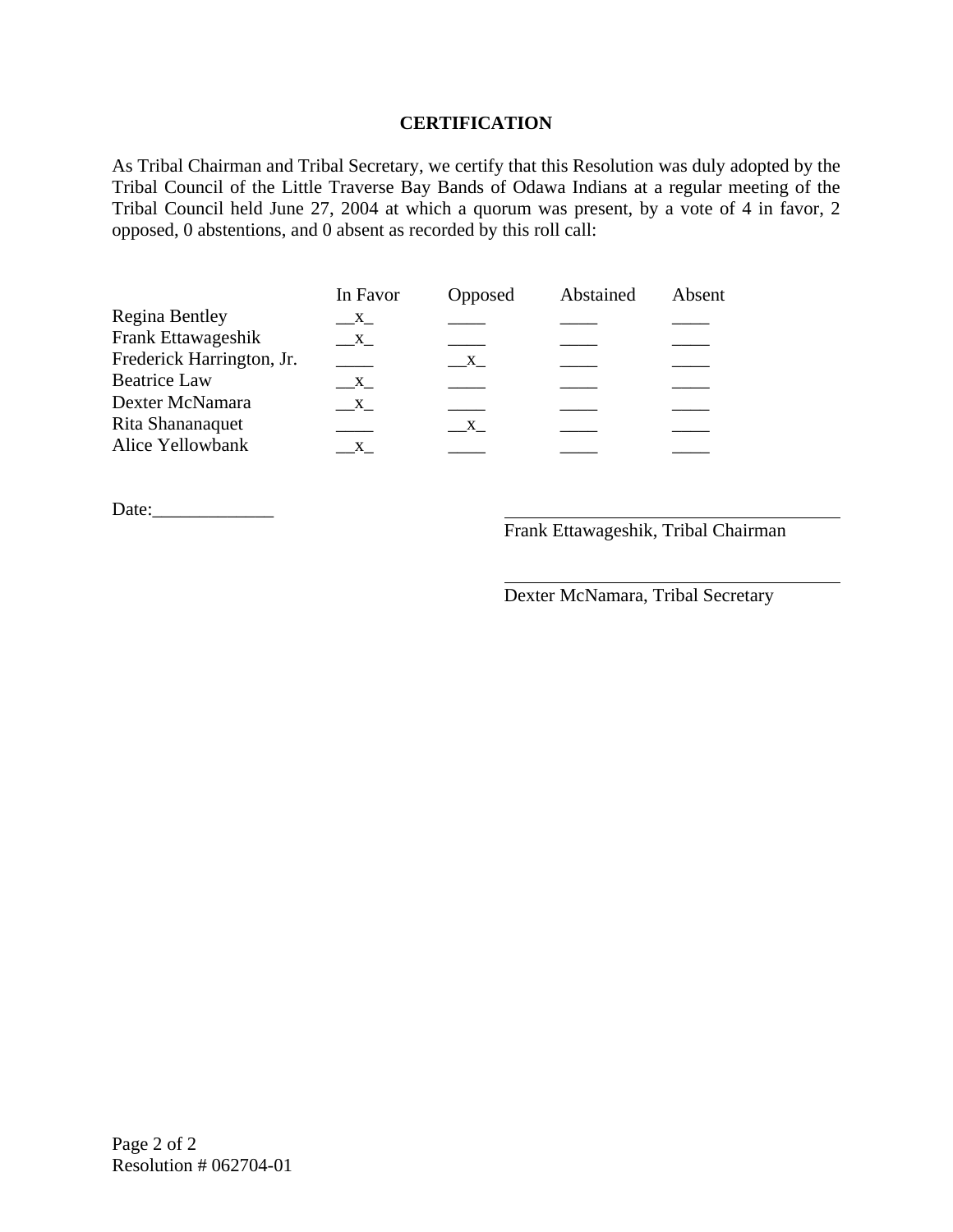**CERTIFICATION**

As Tribal Chairman and Tribal Secretary, we certify that this Resolution was duly adopted by the Tribal Council of the Little Traverse Bay Bands of Odawa Indians at a regular meeting of the Tribal Council held June 27, 2004 at which a quorum was present, by a vote of 4 in favor, 2 opposed, 0 abstentions, and 0 absent as recorded by this roll call:

| | In Favor | Opposed | Abstained | Absent |
|---|---|---|---|---|
| Regina Bentley | x | | | |
| Frank Ettawageshik | x | | | |
| Frederick Harrington, Jr. | | x | | |
| Beatrice Law | x | | | |
| Dexter McNamara | x | | | |
| Rita Shananaquet | | x | | |
| Alice Yellowbank | x | | | |

Date:_____________

______________________________
Frank Ettawageshik, Tribal Chairman

______________________________
Dexter McNamara, Tribal Secretary

Resolution # 062704-01